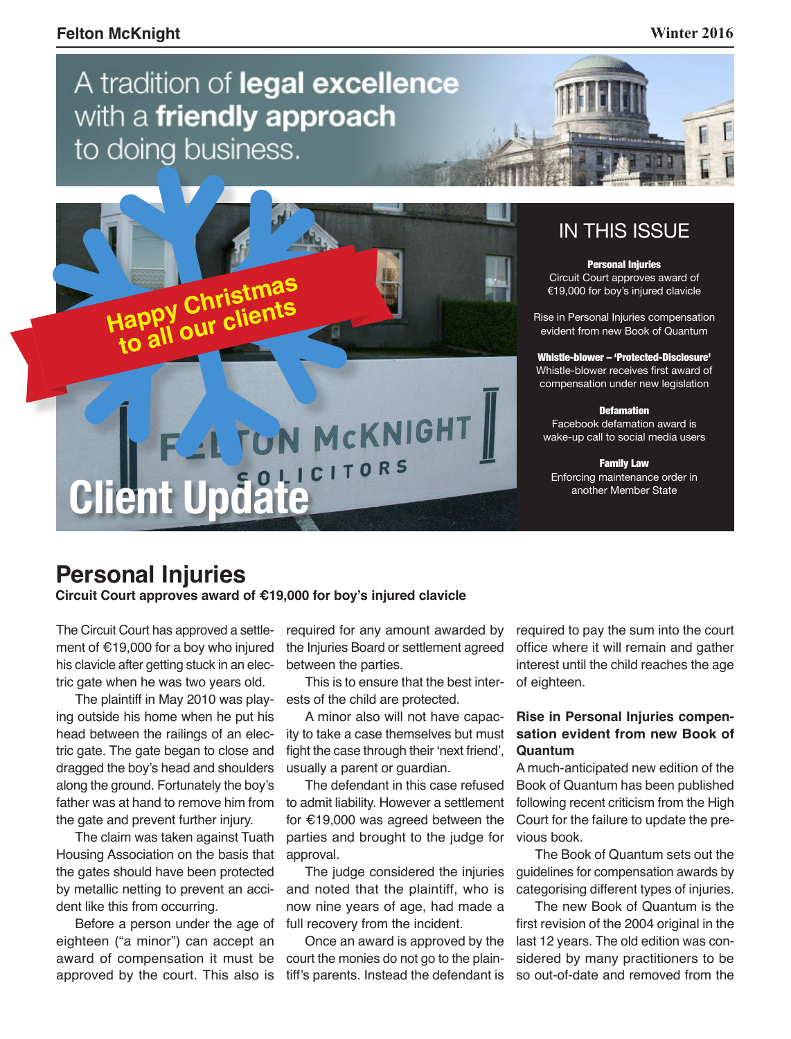A tradition of **legal excellence** with a **friendly approach** to doing business.

Happy Christmas to all our clients

# Client Update

## IN THIS ISSUE

**Personal Injuries**
Circuit Court approves award of €19,000 for boy's injured clavicle

Rise in Personal Injuries compensation evident from new Book of Quantum

**Whistle-blower – 'Protected-Disclosure'**
Whistle-blower receives first award of compensation under new legislation

**Defamation**
Facebook defamation award is wake-up call to social media users

**Family Law**
Enforcing maintenance order in another Member State

# Personal Injuries

**Circuit Court approves award of €19,000 for boy's injured clavicle**

The Circuit Court has approved a settlement of €19,000 for a boy who injured his clavicle after getting stuck in an electric gate when he was two years old.

The plaintiff in May 2010 was playing outside his home when he put his head between the railings of an electric gate. The gate began to close and dragged the boy's head and shoulders along the ground. Fortunately the boy's father was at hand to remove him from the gate and prevent further injury.

The claim was taken against Tuath Housing Association on the basis that the gates should have been protected by metallic netting to prevent an accident like this from occurring.

Before a person under the age of eighteen ("a minor") can accept an award of compensation it must be approved by the court. This also is required for any amount awarded by the Injuries Board or settlement agreed between the parties.

This is to ensure that the best interests of the child are protected.

A minor also will not have capacity to take a case themselves but must fight the case through their 'next friend', usually a parent or guardian.

The defendant in this case refused to admit liability. However a settlement for €19,000 was agreed between the parties and brought to the judge for approval.

The judge considered the injuries and noted that the plaintiff, who is now nine years of age, had made a full recovery from the incident.

Once an award is approved by the court the monies do not go to the plaintiff's parents. Instead the defendant is required to pay the sum into the court office where it will remain and gather interest until the child reaches the age of eighteen.

### Rise in Personal Injuries compensation evident from new Book of Quantum

A much-anticipated new edition of the Book of Quantum has been published following recent criticism from the High Court for the failure to update the previous book.

The Book of Quantum sets out the guidelines for compensation awards by categorising different types of injuries.

The new Book of Quantum is the first revision of the 2004 original in the last 12 years. The old edition was considered by many practitioners to be so out-of-date and removed from the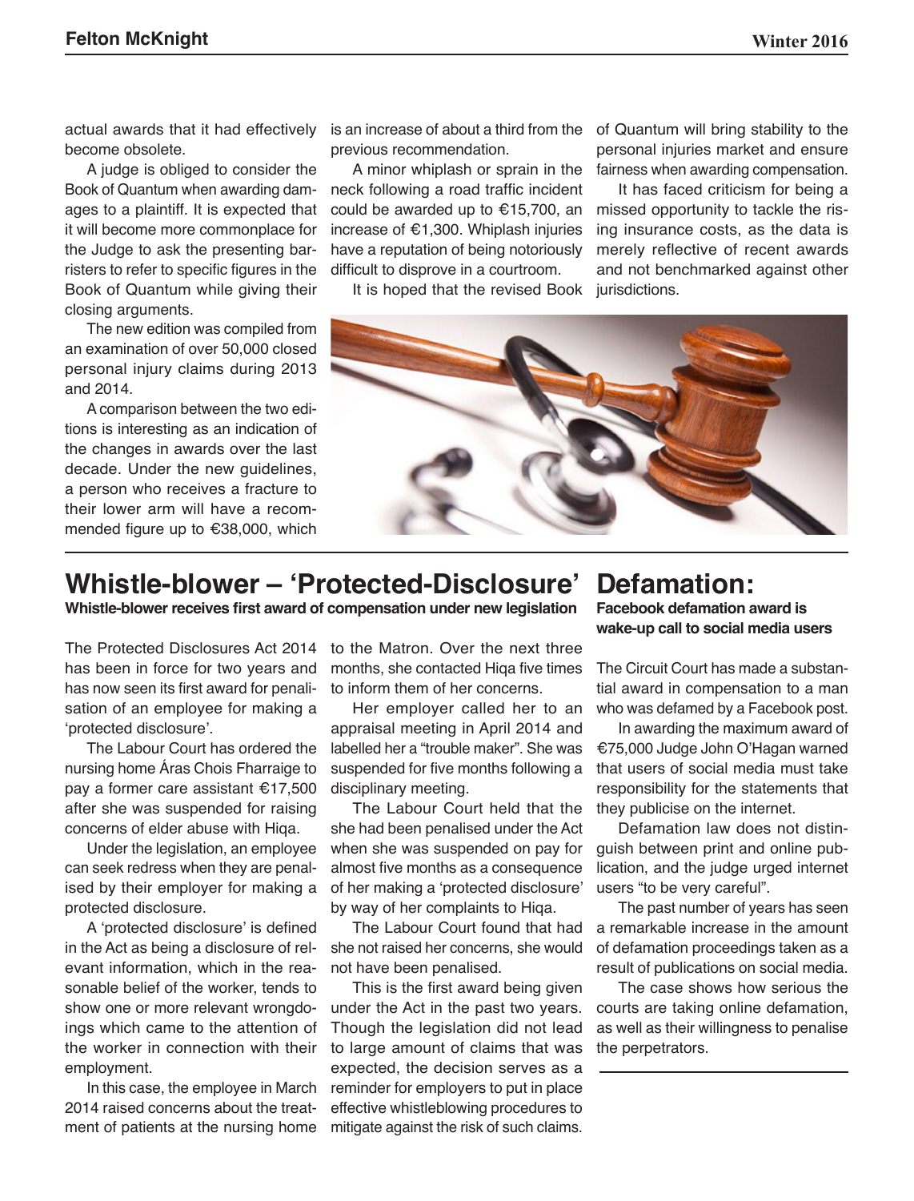actual awards that it had effectively become obsolete.

A judge is obliged to consider the Book of Quantum when awarding damages to a plaintiff. It is expected that it will become more commonplace for the Judge to ask the presenting barristers to refer to specific figures in the Book of Quantum while giving their closing arguments.

The new edition was compiled from an examination of over 50,000 closed personal injury claims during 2013 and 2014.

A comparison between the two editions is interesting as an indication of the changes in awards over the last decade. Under the new guidelines, a person who receives a fracture to their lower arm will have a recommended figure up to €38,000, which is an increase of about a third from the previous recommendation.

A minor whiplash or sprain in the neck following a road traffic incident could be awarded up to €15,700, an increase of €1,300. Whiplash injuries have a reputation of being notoriously difficult to disprove in a courtroom.

It is hoped that the revised Book of Quantum will bring stability to the personal injuries market and ensure fairness when awarding compensation.

It has faced criticism for being a missed opportunity to tackle the rising insurance costs, as the data is merely reflective of recent awards and not benchmarked against other jurisdictions.

## Whistle-blower – 'Protected-Disclosure'

**Whistle-blower receives first award of compensation under new legislation**

The Protected Disclosures Act 2014 has been in force for two years and has now seen its first award for penalisation of an employee for making a 'protected disclosure'.

The Labour Court has ordered the nursing home Áras Chois Fharraige to pay a former care assistant €17,500 after she was suspended for raising concerns of elder abuse with Hiqa.

Under the legislation, an employee can seek redress when they are penalised by their employer for making a protected disclosure.

A 'protected disclosure' is defined in the Act as being a disclosure of relevant information, which in the reasonable belief of the worker, tends to show one or more relevant wrongdoings which came to the attention of the worker in connection with their employment.

In this case, the employee in March 2014 raised concerns about the treatment of patients at the nursing home to the Matron. Over the next three months, she contacted Hiqa five times to inform them of her concerns.

Her employer called her to an appraisal meeting in April 2014 and labelled her a "trouble maker". She was suspended for five months following a disciplinary meeting.

The Labour Court held that the she had been penalised under the Act when she was suspended on pay for almost five months as a consequence of her making a 'protected disclosure' by way of her complaints to Hiqa.

The Labour Court found that had she not raised her concerns, she would not have been penalised.

This is the first award being given under the Act in the past two years. Though the legislation did not lead to large amount of claims that was expected, the decision serves as a reminder for employers to put in place effective whistleblowing procedures to mitigate against the risk of such claims.

## Defamation:

**Facebook defamation award is wake-up call to social media users**

The Circuit Court has made a substantial award in compensation to a man who was defamed by a Facebook post.

In awarding the maximum award of €75,000 Judge John O'Hagan warned that users of social media must take responsibility for the statements that they publicise on the internet.

Defamation law does not distinguish between print and online publication, and the judge urged internet users "to be very careful".

The past number of years has seen a remarkable increase in the amount of defamation proceedings taken as a result of publications on social media.

The case shows how serious the courts are taking online defamation, as well as their willingness to penalise the perpetrators.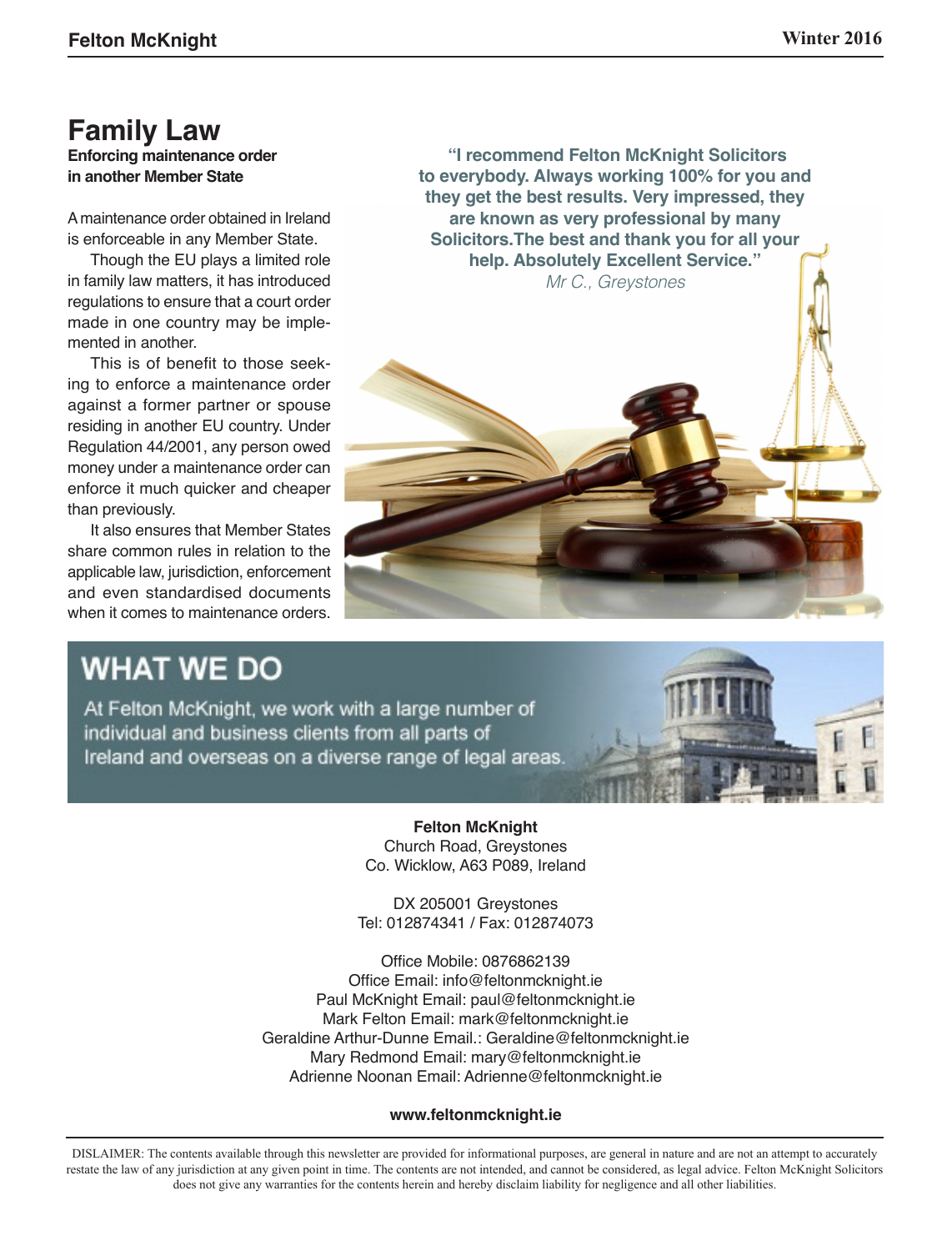## Family Law

**Enforcing maintenance order in another Member State**

A maintenance order obtained in Ireland is enforceable in any Member State.

Though the EU plays a limited role in family law matters, it has introduced regulations to ensure that a court order made in one country may be implemented in another.

This is of benefit to those seeking to enforce a maintenance order against a former partner or spouse residing in another EU country. Under Regulation 44/2001, any person owed money under a maintenance order can enforce it much quicker and cheaper than previously.

It also ensures that Member States share common rules in relation to the applicable law, jurisdiction, enforcement and even standardised documents when it comes to maintenance orders.

**"I recommend Felton McKnight Solicitors to everybody. Always working 100% for you and they get the best results. Very impressed, they are known as very professional by many Solicitors.The best and thank you for all your help. Absolutely Excellent Service."**
*Mr C., Greystones*

## WHAT WE DO

At Felton McKnight, we work with a large number of individual and business clients from all parts of Ireland and overseas on a diverse range of legal areas.

**Felton McKnight**
Church Road, Greystones
Co. Wicklow, A63 P089, Ireland

DX 205001 Greystones
Tel: 012874341 / Fax: 012874073

Office Mobile: 0876862139
Office Email: info@feltonmcknight.ie
Paul McKnight Email: paul@feltonmcknight.ie
Mark Felton Email: mark@feltonmcknight.ie
Geraldine Arthur-Dunne Email.: Geraldine@feltonmcknight.ie
Mary Redmond Email: mary@feltonmcknight.ie
Adrienne Noonan Email: Adrienne@feltonmcknight.ie

**www.feltonmcknight.ie**

DISLAIMER: The contents available through this newsletter are provided for informational purposes, are general in nature and are not an attempt to accurately restate the law of any jurisdiction at any given point in time. The contents are not intended, and cannot be considered, as legal advice. Felton McKnight Solicitors does not give any warranties for the contents herein and hereby disclaim liability for negligence and all other liabilities.